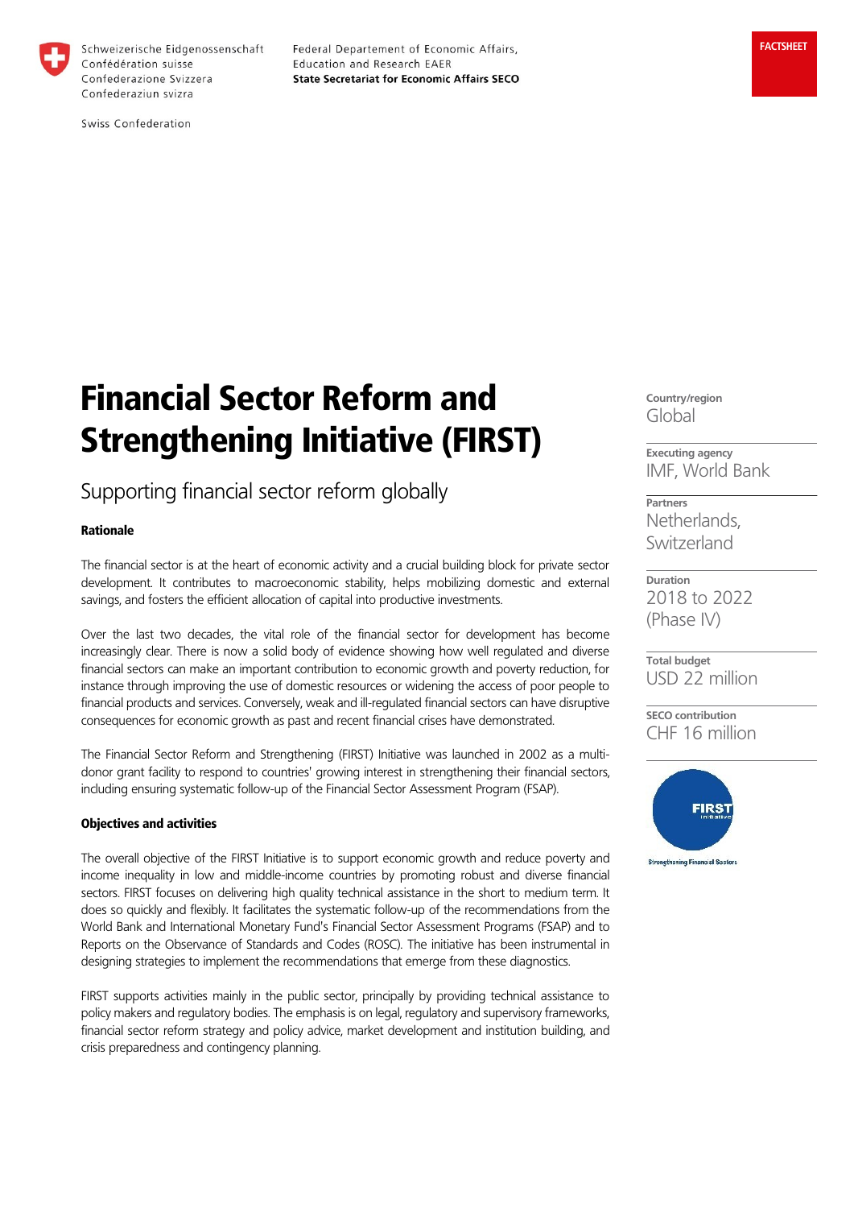Schweizerische Eidgenossenschaft
Confédération suisse
Confederazione Svizzera
Confederaziun svizra

Swiss Confederation

Federal Departement of Economic Affairs, Education and Research EAER
**State Secretariat for Economic Affairs SECO**

**FACTSHEET**

# Financial Sector Reform and Strengthening Initiative (FIRST)

## Supporting financial sector reform globally

**Country/region**
Global

**Executing agency**
IMF, World Bank

**Partners**
Netherlands, Switzerland

**Duration**
2018 to 2022 (Phase IV)

**Total budget**
USD 22 million

**SECO contribution**
CHF 16 million

### Rationale

The financial sector is at the heart of economic activity and a crucial building block for private sector development. It contributes to macroeconomic stability, helps mobilizing domestic and external savings, and fosters the efficient allocation of capital into productive investments.

Over the last two decades, the vital role of the financial sector for development has become increasingly clear. There is now a solid body of evidence showing how well regulated and diverse financial sectors can make an important contribution to economic growth and poverty reduction, for instance through improving the use of domestic resources or widening the access of poor people to financial products and services. Conversely, weak and ill-regulated financial sectors can have disruptive consequences for economic growth as past and recent financial crises have demonstrated.

The Financial Sector Reform and Strengthening (FIRST) Initiative was launched in 2002 as a multi-donor grant facility to respond to countries' growing interest in strengthening their financial sectors, including ensuring systematic follow-up of the Financial Sector Assessment Program (FSAP).

### Objectives and activities

The overall objective of the FIRST Initiative is to support economic growth and reduce poverty and income inequality in low and middle-income countries by promoting robust and diverse financial sectors. FIRST focuses on delivering high quality technical assistance in the short to medium term. It does so quickly and flexibly. It facilitates the systematic follow-up of the recommendations from the World Bank and International Monetary Fund's Financial Sector Assessment Programs (FSAP) and to Reports on the Observance of Standards and Codes (ROSC). The initiative has been instrumental in designing strategies to implement the recommendations that emerge from these diagnostics.

FIRST supports activities mainly in the public sector, principally by providing technical assistance to policy makers and regulatory bodies. The emphasis is on legal, regulatory and supervisory frameworks, financial sector reform strategy and policy advice, market development and institution building, and crisis preparedness and contingency planning.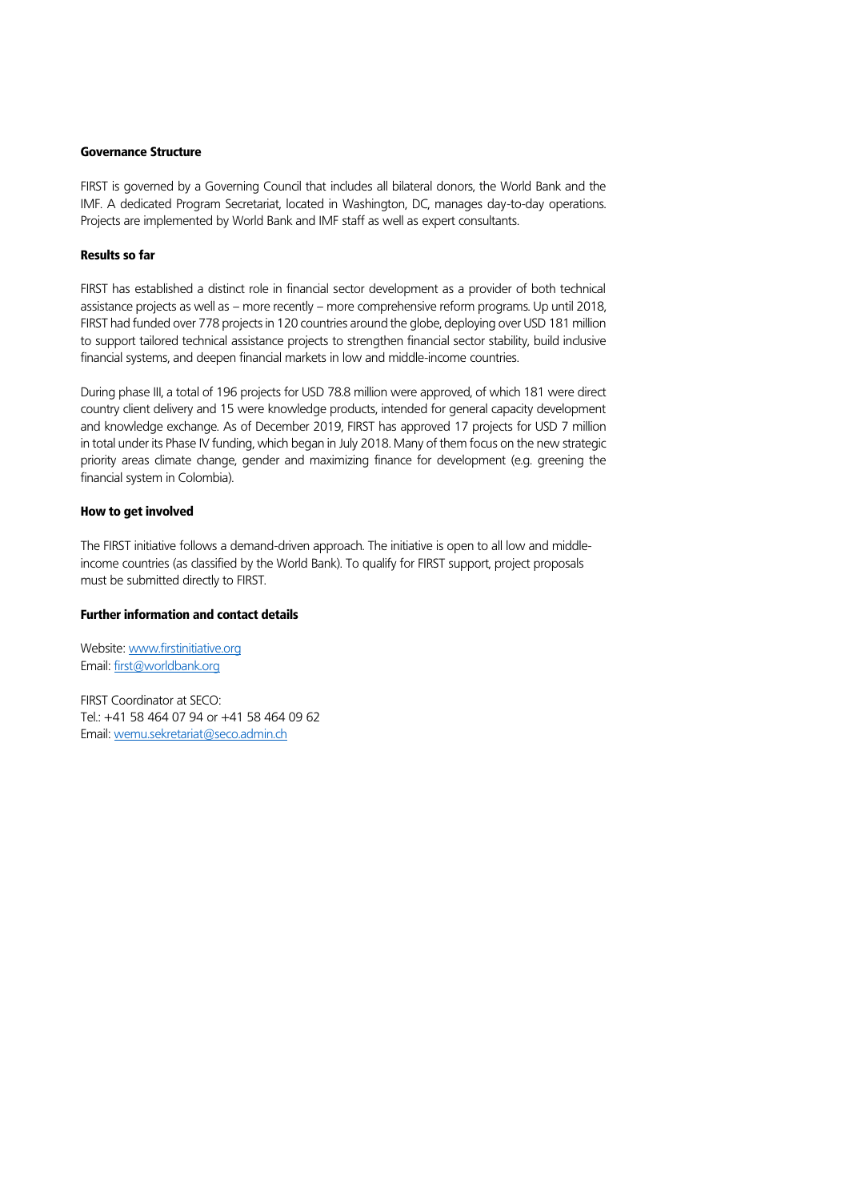**Governance Structure**

FIRST is governed by a Governing Council that includes all bilateral donors, the World Bank and the IMF. A dedicated Program Secretariat, located in Washington, DC, manages day-to-day operations. Projects are implemented by World Bank and IMF staff as well as expert consultants.

**Results so far**

FIRST has established a distinct role in financial sector development as a provider of both technical assistance projects as well as – more recently – more comprehensive reform programs. Up until 2018, FIRST had funded over 778 projects in 120 countries around the globe, deploying over USD 181 million to support tailored technical assistance projects to strengthen financial sector stability, build inclusive financial systems, and deepen financial markets in low and middle-income countries.

During phase III, a total of 196 projects for USD 78.8 million were approved, of which 181 were direct country client delivery and 15 were knowledge products, intended for general capacity development and knowledge exchange. As of December 2019, FIRST has approved 17 projects for USD 7 million in total under its Phase IV funding, which began in July 2018. Many of them focus on the new strategic priority areas climate change, gender and maximizing finance for development (e.g. greening the financial system in Colombia).

**How to get involved**

The FIRST initiative follows a demand-driven approach. The initiative is open to all low and middle-income countries (as classified by the World Bank). To qualify for FIRST support, project proposals must be submitted directly to FIRST.

**Further information and contact details**

Website: www.firstinitiative.org
Email: first@worldbank.org

FIRST Coordinator at SECO:
Tel.: +41 58 464 07 94 or +41 58 464 09 62
Email: wemu.sekretariat@seco.admin.ch